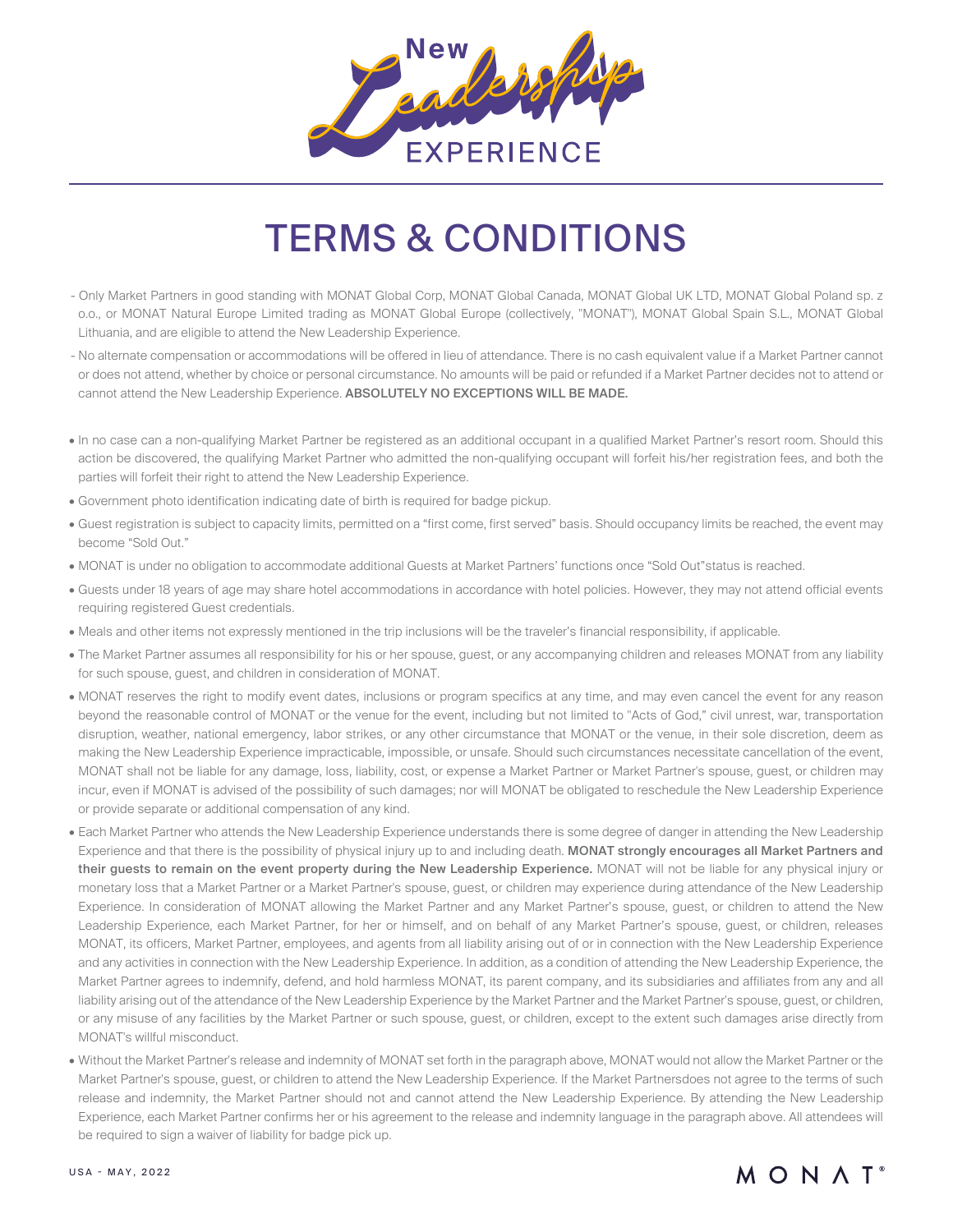# New Leadership EXPERIENCE

## TERMS & CONDITIONS

- Only Market Partners in good standing with MONAT Global Corp, MONAT Global Canada, MONAT Global UK LTD, MONAT Global Poland sp. z o.o., or MONAT Natural Europe Limited trading as MONAT Global Europe (collectively, "MONAT"), MONAT Global Spain S.L., MONAT Global Lithuania, and are eligible to attend the New Leadership Experience.
- No alternate compensation or accommodations will be offered in lieu of attendance. There is no cash equivalent value if a Market Partner cannot or does not attend, whether by choice or personal circumstance. No amounts will be paid or refunded if a Market Partner decides not to attend or cannot attend the New Leadership Experience. **ABSOLUTELY NO EXCEPTIONS WILL BE MADE.**

- In no case can a non-qualifying Market Partner be registered as an additional occupant in a qualified Market Partner's resort room. Should this action be discovered, the qualifying Market Partner who admitted the non-qualifying occupant will forfeit his/her registration fees, and both the parties will forfeit their right to attend the New Leadership Experience.
- Government photo identification indicating date of birth is required for badge pickup.
- Guest registration is subject to capacity limits, permitted on a "first come, first served" basis. Should occupancy limits be reached, the event may become "Sold Out."
- MONAT is under no obligation to accommodate additional Guests at Market Partners' functions once "Sold Out"status is reached.
- Guests under 18 years of age may share hotel accommodations in accordance with hotel policies. However, they may not attend official events requiring registered Guest credentials.
- Meals and other items not expressly mentioned in the trip inclusions will be the traveler's financial responsibility, if applicable.
- The Market Partner assumes all responsibility for his or her spouse, guest, or any accompanying children and releases MONAT from any liability for such spouse, guest, and children in consideration of MONAT.
- MONAT reserves the right to modify event dates, inclusions or program specifics at any time, and may even cancel the event for any reason beyond the reasonable control of MONAT or the venue for the event, including but not limited to "Acts of God," civil unrest, war, transportation disruption, weather, national emergency, labor strikes, or any other circumstance that MONAT or the venue, in their sole discretion, deem as making the New Leadership Experience impracticable, impossible, or unsafe. Should such circumstances necessitate cancellation of the event, MONAT shall not be liable for any damage, loss, liability, cost, or expense a Market Partner or Market Partner's spouse, guest, or children may incur, even if MONAT is advised of the possibility of such damages; nor will MONAT be obligated to reschedule the New Leadership Experience or provide separate or additional compensation of any kind.
- Each Market Partner who attends the New Leadership Experience understands there is some degree of danger in attending the New Leadership Experience and that there is the possibility of physical injury up to and including death. **MONAT strongly encourages all Market Partners and their guests to remain on the event property during the New Leadership Experience.** MONAT will not be liable for any physical injury or monetary loss that a Market Partner or a Market Partner's spouse, guest, or children may experience during attendance of the New Leadership Experience. In consideration of MONAT allowing the Market Partner and any Market Partner's spouse, guest, or children to attend the New Leadership Experience, each Market Partner, for her or himself, and on behalf of any Market Partner's spouse, guest, or children, releases MONAT, its officers, Market Partner, employees, and agents from all liability arising out of or in connection with the New Leadership Experience and any activities in connection with the New Leadership Experience. In addition, as a condition of attending the New Leadership Experience, the Market Partner agrees to indemnify, defend, and hold harmless MONAT, its parent company, and its subsidiaries and affiliates from any and all liability arising out of the attendance of the New Leadership Experience by the Market Partner and the Market Partner's spouse, guest, or children, or any misuse of any facilities by the Market Partner or such spouse, guest, or children, except to the extent such damages arise directly from MONAT's willful misconduct.
- Without the Market Partner's release and indemnity of MONAT set forth in the paragraph above, MONAT would not allow the Market Partner or the Market Partner's spouse, guest, or children to attend the New Leadership Experience. If the Market Partnersdoes not agree to the terms of such release and indemnity, the Market Partner should not and cannot attend the New Leadership Experience. By attending the New Leadership Experience, each Market Partner confirms her or his agreement to the release and indemnity language in the paragraph above. All attendees will be required to sign a waiver of liability for badge pick up.

USA - MAY, 2022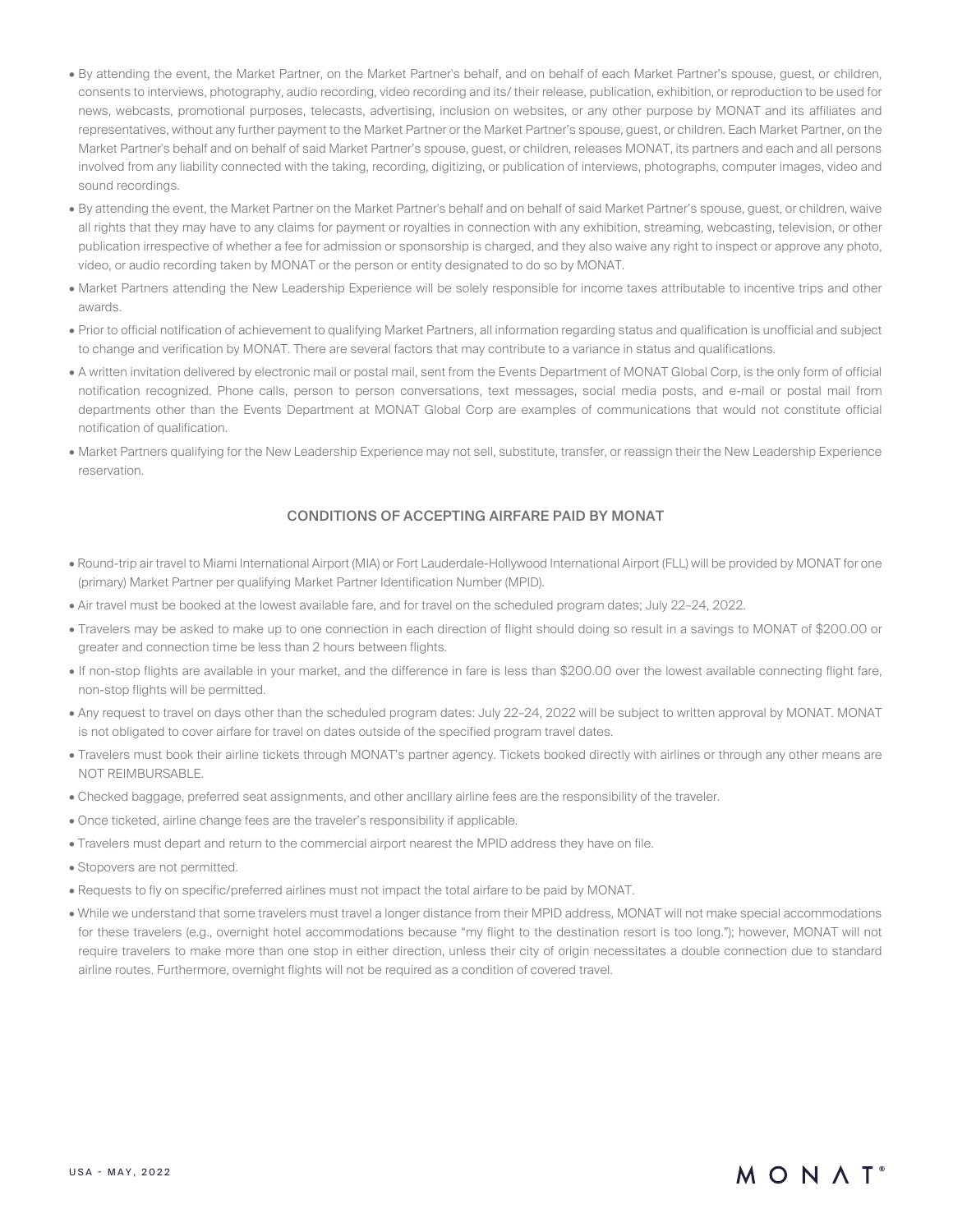- By attending the event, the Market Partner, on the Market Partner's behalf, and on behalf of each Market Partner's spouse, guest, or children, consents to interviews, photography, audio recording, video recording and its/ their release, publication, exhibition, or reproduction to be used for news, webcasts, promotional purposes, telecasts, advertising, inclusion on websites, or any other purpose by MONAT and its affiliates and representatives, without any further payment to the Market Partner or the Market Partner's spouse, guest, or children. Each Market Partner, on the Market Partner's behalf and on behalf of said Market Partner's spouse, guest, or children, releases MONAT, its partners and each and all persons involved from any liability connected with the taking, recording, digitizing, or publication of interviews, photographs, computer images, video and sound recordings.
- By attending the event, the Market Partner on the Market Partner's behalf and on behalf of said Market Partner's spouse, guest, or children, waive all rights that they may have to any claims for payment or royalties in connection with any exhibition, streaming, webcasting, television, or other publication irrespective of whether a fee for admission or sponsorship is charged, and they also waive any right to inspect or approve any photo, video, or audio recording taken by MONAT or the person or entity designated to do so by MONAT.
- Market Partners attending the New Leadership Experience will be solely responsible for income taxes attributable to incentive trips and other awards.
- Prior to official notification of achievement to qualifying Market Partners, all information regarding status and qualification is unofficial and subject to change and verification by MONAT. There are several factors that may contribute to a variance in status and qualifications.
- A written invitation delivered by electronic mail or postal mail, sent from the Events Department of MONAT Global Corp, is the only form of official notification recognized. Phone calls, person to person conversations, text messages, social media posts, and e-mail or postal mail from departments other than the Events Department at MONAT Global Corp are examples of communications that would not constitute official notification of qualification.
- Market Partners qualifying for the New Leadership Experience may not sell, substitute, transfer, or reassign their the New Leadership Experience reservation.

## CONDITIONS OF ACCEPTING AIRFARE PAID BY MONAT

- Round-trip air travel to Miami International Airport (MIA) or Fort Lauderdale-Hollywood International Airport (FLL) will be provided by MONAT for one (primary) Market Partner per qualifying Market Partner Identification Number (MPID).
- Air travel must be booked at the lowest available fare, and for travel on the scheduled program dates; July 22–24, 2022.
- Travelers may be asked to make up to one connection in each direction of flight should doing so result in a savings to MONAT of $200.00 or greater and connection time be less than 2 hours between flights.
- If non-stop flights are available in your market, and the difference in fare is less than $200.00 over the lowest available connecting flight fare, non-stop flights will be permitted.
- Any request to travel on days other than the scheduled program dates: July 22–24, 2022 will be subject to written approval by MONAT. MONAT is not obligated to cover airfare for travel on dates outside of the specified program travel dates.
- Travelers must book their airline tickets through MONAT's partner agency. Tickets booked directly with airlines or through any other means are NOT REIMBURSABLE.
- Checked baggage, preferred seat assignments, and other ancillary airline fees are the responsibility of the traveler.
- Once ticketed, airline change fees are the traveler's responsibility if applicable.
- Travelers must depart and return to the commercial airport nearest the MPID address they have on file.
- Stopovers are not permitted.
- Requests to fly on specific/preferred airlines must not impact the total airfare to be paid by MONAT.
- While we understand that some travelers must travel a longer distance from their MPID address, MONAT will not make special accommodations for these travelers (e.g., overnight hotel accommodations because "my flight to the destination resort is too long."); however, MONAT will not require travelers to make more than one stop in either direction, unless their city of origin necessitates a double connection due to standard airline routes. Furthermore, overnight flights will not be required as a condition of covered travel.